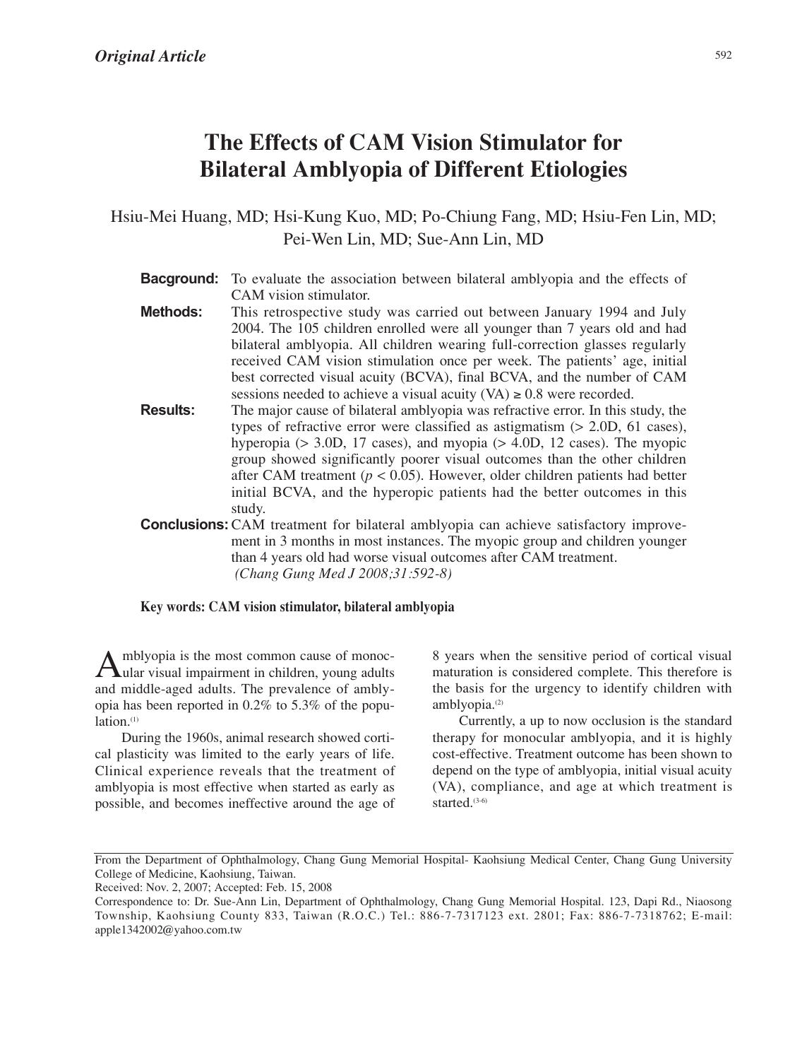*Original Article*

# The Effects of CAM Vision Stimulator for Bilateral Amblyopia of Different Etiologies

Hsiu-Mei Huang, MD; Hsi-Kung Kuo, MD; Po-Chiung Fang, MD; Hsiu-Fen Lin, MD; Pei-Wen Lin, MD; Sue-Ann Lin, MD

**Bacground:** To evaluate the association between bilateral amblyopia and the effects of CAM vision stimulator.

**Methods:** This retrospective study was carried out between January 1994 and July 2004. The 105 children enrolled were all younger than 7 years old and had bilateral amblyopia. All children wearing full-correction glasses regularly received CAM vision stimulation once per week. The patients' age, initial best corrected visual acuity (BCVA), final BCVA, and the number of CAM sessions needed to achieve a visual acuity (VA) ≥ 0.8 were recorded.

**Results:** The major cause of bilateral amblyopia was refractive error. In this study, the types of refractive error were classified as astigmatism (> 2.0D, 61 cases), hyperopia (> 3.0D, 17 cases), and myopia (> 4.0D, 12 cases). The myopic group showed significantly poorer visual outcomes than the other children after CAM treatment ($p < 0.05$). However, older children patients had better initial BCVA, and the hyperopic patients had the better outcomes in this study.

**Conclusions:** CAM treatment for bilateral amblyopia can achieve satisfactory improvement in 3 months in most instances. The myopic group and children younger than 4 years old had worse visual outcomes after CAM treatment.
*(Chang Gung Med J 2008;31:592-8)*

**Key words: CAM vision stimulator, bilateral amblyopia**

Amblyopia is the most common cause of monocular visual impairment in children, young adults and middle-aged adults. The prevalence of amblyopia has been reported in 0.2% to 5.3% of the population.[1]

During the 1960s, animal research showed cortical plasticity was limited to the early years of life. Clinical experience reveals that the treatment of amblyopia is most effective when started as early as possible, and becomes ineffective around the age of 8 years when the sensitive period of cortical visual maturation is considered complete. This therefore is the basis for the urgency to identify children with amblyopia.[2]

Currently, a up to now occlusion is the standard therapy for monocular amblyopia, and it is highly cost-effective. Treatment outcome has been shown to depend on the type of amblyopia, initial visual acuity (VA), compliance, and age at which treatment is started.[3-6]

From the Department of Ophthalmology, Chang Gung Memorial Hospital- Kaohsiung Medical Center, Chang Gung University College of Medicine, Kaohsiung, Taiwan.

Received: Nov. 2, 2007; Accepted: Feb. 15, 2008

Correspondence to: Dr. Sue-Ann Lin, Department of Ophthalmology, Chang Gung Memorial Hospital. 123, Dapi Rd., Niaosong Township, Kaohsiung County 833, Taiwan (R.O.C.) Tel.: 886-7-7317123 ext. 2801; Fax: 886-7-7318762; E-mail: apple1342002@yahoo.com.tw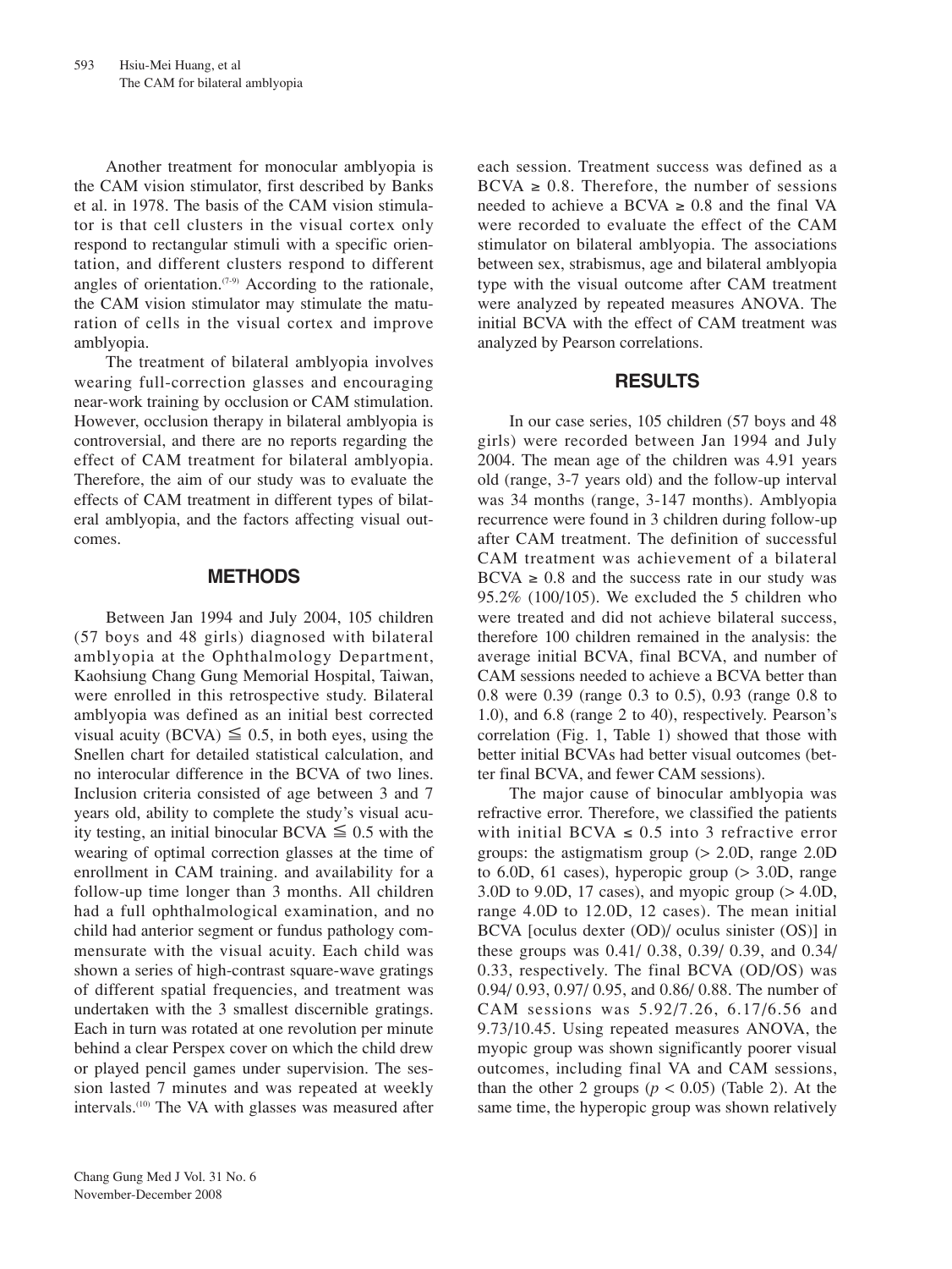Another treatment for monocular amblyopia is the CAM vision stimulator, first described by Banks et al. in 1978. The basis of the CAM vision stimulator is that cell clusters in the visual cortex only respond to rectangular stimuli with a specific orientation, and different clusters respond to different angles of orientation.[7-9] According to the rationale, the CAM vision stimulator may stimulate the maturation of cells in the visual cortex and improve amblyopia.

The treatment of bilateral amblyopia involves wearing full-correction glasses and encouraging near-work training by occlusion or CAM stimulation. However, occlusion therapy in bilateral amblyopia is controversial, and there are no reports regarding the effect of CAM treatment for bilateral amblyopia. Therefore, the aim of our study was to evaluate the effects of CAM treatment in different types of bilateral amblyopia, and the factors affecting visual outcomes.

## METHODS

Between Jan 1994 and July 2004, 105 children (57 boys and 48 girls) diagnosed with bilateral amblyopia at the Ophthalmology Department, Kaohsiung Chang Gung Memorial Hospital, Taiwan, were enrolled in this retrospective study. Bilateral amblyopia was defined as an initial best corrected visual acuity (BCVA) $\leqq$ 0.5, in both eyes, using the Snellen chart for detailed statistical calculation, and no interocular difference in the BCVA of two lines. Inclusion criteria consisted of age between 3 and 7 years old, ability to complete the study's visual acuity testing, an initial binocular BCVA $\leqq$ 0.5 with the wearing of optimal correction glasses at the time of enrollment in CAM training. and availability for a follow-up time longer than 3 months. All children had a full ophthalmological examination, and no child had anterior segment or fundus pathology commensurate with the visual acuity. Each child was shown a series of high-contrast square-wave gratings of different spatial frequencies, and treatment was undertaken with the 3 smallest discernible gratings. Each in turn was rotated at one revolution per minute behind a clear Perspex cover on which the child drew or played pencil games under supervision. The session lasted 7 minutes and was repeated at weekly intervals.[10] The VA with glasses was measured after each session. Treatment success was defined as a BCVA $\geq$ 0.8. Therefore, the number of sessions needed to achieve a BCVA $\geq$ 0.8 and the final VA were recorded to evaluate the effect of the CAM stimulator on bilateral amblyopia. The associations between sex, strabismus, age and bilateral amblyopia type with the visual outcome after CAM treatment were analyzed by repeated measures ANOVA. The initial BCVA with the effect of CAM treatment was analyzed by Pearson correlations.

## RESULTS

In our case series, 105 children (57 boys and 48 girls) were recorded between Jan 1994 and July 2004. The mean age of the children was 4.91 years old (range, 3-7 years old) and the follow-up interval was 34 months (range, 3-147 months). Amblyopia recurrence were found in 3 children during follow-up after CAM treatment. The definition of successful CAM treatment was achievement of a bilateral BCVA $\geq$ 0.8 and the success rate in our study was 95.2% (100/105). We excluded the 5 children who were treated and did not achieve bilateral success, therefore 100 children remained in the analysis: the average initial BCVA, final BCVA, and number of CAM sessions needed to achieve a BCVA better than 0.8 were 0.39 (range 0.3 to 0.5), 0.93 (range 0.8 to 1.0), and 6.8 (range 2 to 40), respectively. Pearson's correlation (Fig. 1, Table 1) showed that those with better initial BCVAs had better visual outcomes (better final BCVA, and fewer CAM sessions).

The major cause of binocular amblyopia was refractive error. Therefore, we classified the patients with initial BCVA $\leq$ 0.5 into 3 refractive error groups: the astigmatism group (> 2.0D, range 2.0D to 6.0D, 61 cases), hyperopic group (> 3.0D, range 3.0D to 9.0D, 17 cases), and myopic group (> 4.0D, range 4.0D to 12.0D, 12 cases). The mean initial BCVA [oculus dexter (OD)/ oculus sinister (OS)] in these groups was 0.41/ 0.38, 0.39/ 0.39, and 0.34/ 0.33, respectively. The final BCVA (OD/OS) was 0.94/ 0.93, 0.97/ 0.95, and 0.86/ 0.88. The number of CAM sessions was 5.92/7.26, 6.17/6.56 and 9.73/10.45. Using repeated measures ANOVA, the myopic group was shown significantly poorer visual outcomes, including final VA and CAM sessions, than the other 2 groups ($p < 0.05$) (Table 2). At the same time, the hyperopic group was shown relatively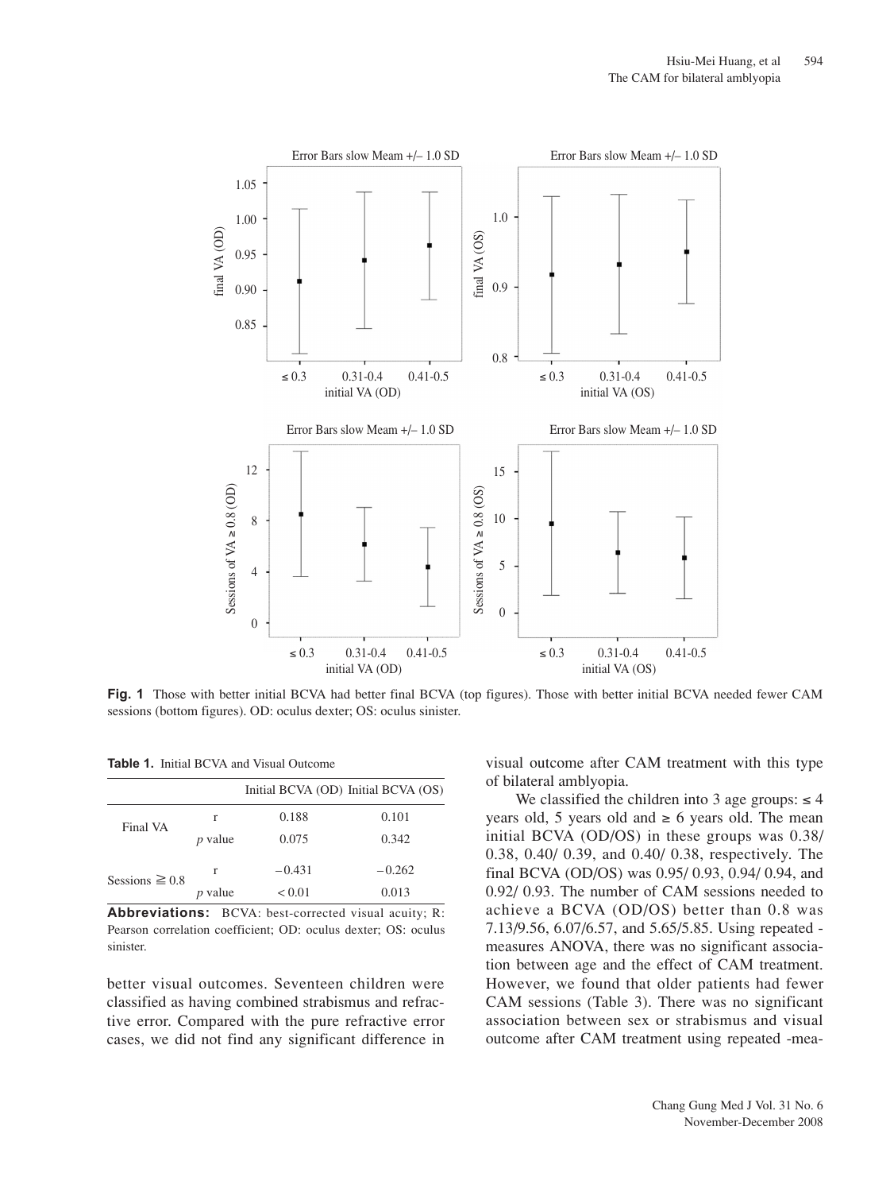**Fig. 1** Those with better initial BCVA had better final BCVA (top figures). Those with better initial BCVA needed fewer CAM sessions (bottom figures). OD: oculus dexter; OS: oculus sinister.

**Table 1.** Initial BCVA and Visual Outcome

| | | Initial BCVA (OD) | Initial BCVA (OS) |
|---|---|---|---|
| Final VA | r | 0.188 | 0.101 |
| | *p* value | 0.075 | 0.342 |
| Sessions ≧ 0.8 | r | −0.431 | −0.262 |
| | *p* value | < 0.01 | 0.013 |

**Abbreviations:** BCVA: best-corrected visual acuity; R: Pearson correlation coefficient; OD: oculus dexter; OS: oculus sinister.

better visual outcomes. Seventeen children were classified as having combined strabismus and refractive error. Compared with the pure refractive error cases, we did not find any significant difference in visual outcome after CAM treatment with this type of bilateral amblyopia.

We classified the children into 3 age groups: ≤ 4 years old, 5 years old and ≥ 6 years old. The mean initial BCVA (OD/OS) in these groups was 0.38/ 0.38, 0.40/ 0.39, and 0.40/ 0.38, respectively. The final BCVA (OD/OS) was 0.95/ 0.93, 0.94/ 0.94, and 0.92/ 0.93. The number of CAM sessions needed to achieve a BCVA (OD/OS) better than 0.8 was 7.13/9.56, 6.07/6.57, and 5.65/5.85. Using repeated - measures ANOVA, there was no significant association between age and the effect of CAM treatment. However, we found that older patients had fewer CAM sessions (Table 3). There was no significant association between sex or strabismus and visual outcome after CAM treatment using repeated -mea-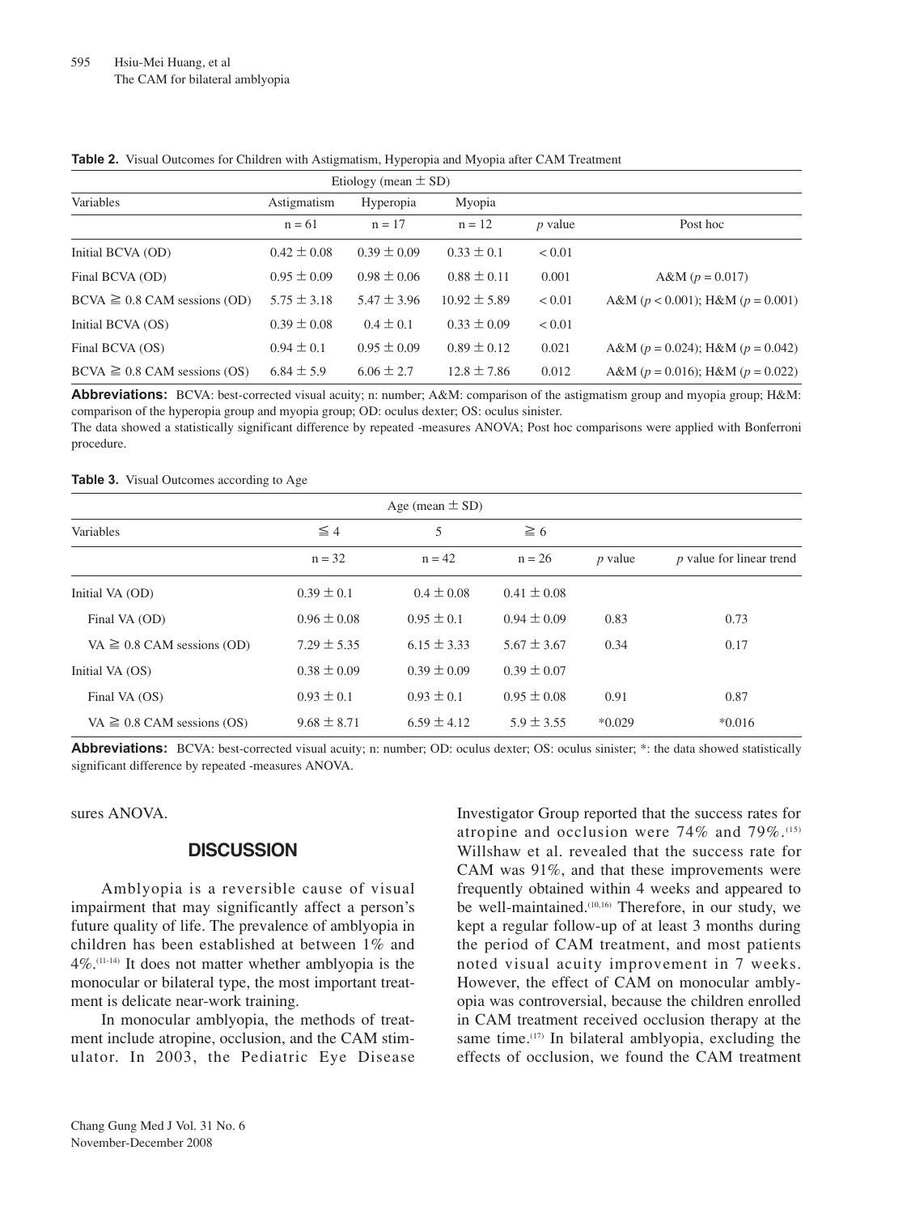**Table 2.** Visual Outcomes for Children with Astigmatism, Hyperopia and Myopia after CAM Treatment

| | Etiology (mean ± SD) | | | | |
|---|---|---|---|---|---|
| Variables | Astigmatism | Hyperopia | Myopia | | |
| | n = 61 | n = 17 | n = 12 | *p* value | Post hoc |
| Initial BCVA (OD) | 0.42 ± 0.08 | 0.39 ± 0.09 | 0.33 ± 0.1 | < 0.01 | |
| Final BCVA (OD) | 0.95 ± 0.09 | 0.98 ± 0.06 | 0.88 ± 0.11 | 0.001 | A&M ($p = 0.017$) |
| BCVA ≧ 0.8 CAM sessions (OD) | 5.75 ± 3.18 | 5.47 ± 3.96 | 10.92 ± 5.89 | < 0.01 | A&M ($p < 0.001$); H&M ($p = 0.001$) |
| Initial BCVA (OS) | 0.39 ± 0.08 | 0.4 ± 0.1 | 0.33 ± 0.09 | < 0.01 | |
| Final BCVA (OS) | 0.94 ± 0.1 | 0.95 ± 0.09 | 0.89 ± 0.12 | 0.021 | A&M ($p = 0.024$); H&M ($p = 0.042$) |
| BCVA ≧ 0.8 CAM sessions (OS) | 6.84 ± 5.9 | 6.06 ± 2.7 | 12.8 ± 7.86 | 0.012 | A&M ($p = 0.016$); H&M ($p = 0.022$) |

**Abbreviations:** BCVA: best-corrected visual acuity; n: number; A&M: comparison of the astigmatism group and myopia group; H&M: comparison of the hyperopia group and myopia group; OD: oculus dexter; OS: oculus sinister.
The data showed a statistically significant difference by repeated -measures ANOVA; Post hoc comparisons were applied with Bonferroni procedure.

**Table 3.** Visual Outcomes according to Age

| | Age (mean ± SD) | | | | |
|---|---|---|---|---|---|
| Variables | ≦ 4 | 5 | ≧ 6 | | |
| | n = 32 | n = 42 | n = 26 | *p* value | *p* value for linear trend |
| Initial VA (OD) | 0.39 ± 0.1 | 0.4 ± 0.08 | 0.41 ± 0.08 | | |
| Final VA (OD) | 0.96 ± 0.08 | 0.95 ± 0.1 | 0.94 ± 0.09 | 0.83 | 0.73 |
| VA ≧ 0.8 CAM sessions (OD) | 7.29 ± 5.35 | 6.15 ± 3.33 | 5.67 ± 3.67 | 0.34 | 0.17 |
| Initial VA (OS) | 0.38 ± 0.09 | 0.39 ± 0.09 | 0.39 ± 0.07 | | |
| Final VA (OS) | 0.93 ± 0.1 | 0.93 ± 0.1 | 0.95 ± 0.08 | 0.91 | 0.87 |
| VA ≧ 0.8 CAM sessions (OS) | 9.68 ± 8.71 | 6.59 ± 4.12 | 5.9 ± 3.55 | *0.029 | *0.016 |

**Abbreviations:** BCVA: best-corrected visual acuity; n: number; OD: oculus dexter; OS: oculus sinister; *: the data showed statistically significant difference by repeated -measures ANOVA.

sures ANOVA.

## DISCUSSION

Amblyopia is a reversible cause of visual impairment that may significantly affect a person's future quality of life. The prevalence of amblyopia in children has been established at between 1% and 4%.[11-14] It does not matter whether amblyopia is the monocular or bilateral type, the most important treatment is delicate near-work training.

In monocular amblyopia, the methods of treatment include atropine, occlusion, and the CAM stimulator. In 2003, the Pediatric Eye Disease Investigator Group reported that the success rates for atropine and occlusion were 74% and 79%.[15] Willshaw et al. revealed that the success rate for CAM was 91%, and that these improvements were frequently obtained within 4 weeks and appeared to be well-maintained.[10,16] Therefore, in our study, we kept a regular follow-up of at least 3 months during the period of CAM treatment, and most patients noted visual acuity improvement in 7 weeks. However, the effect of CAM on monocular amblyopia was controversial, because the children enrolled in CAM treatment received occlusion therapy at the same time.[17] In bilateral amblyopia, excluding the effects of occlusion, we found the CAM treatment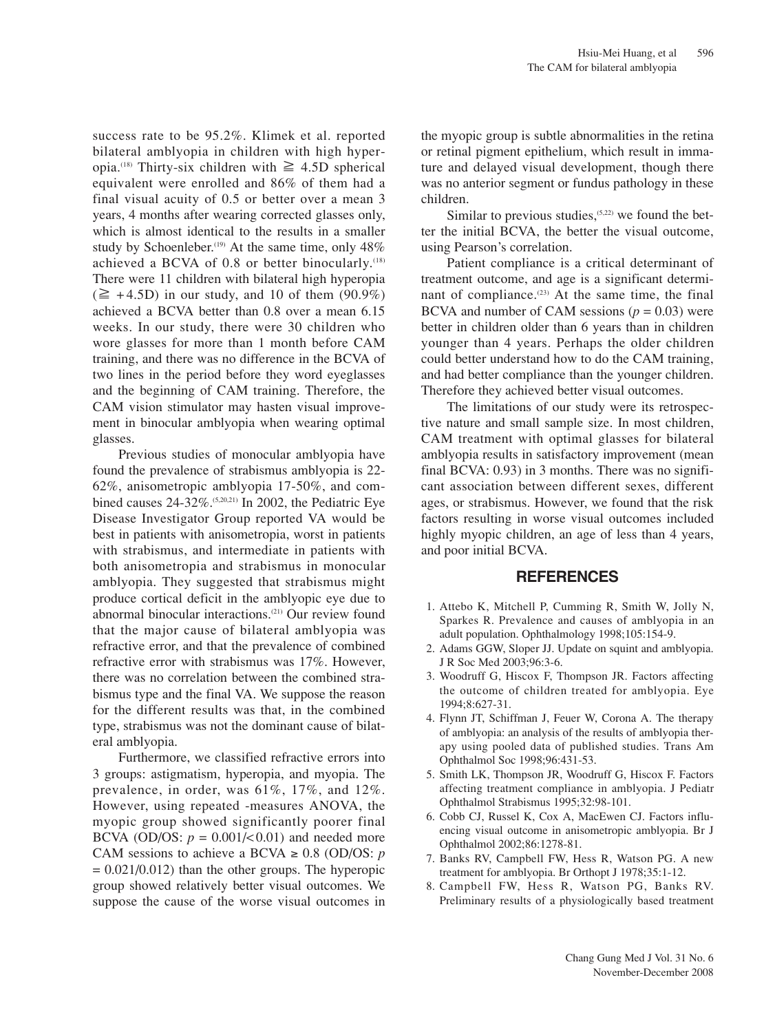success rate to be 95.2%. Klimek et al. reported bilateral amblyopia in children with high hyperopia.[18] Thirty-six children with $\geqq$ 4.5D spherical equivalent were enrolled and 86% of them had a final visual acuity of 0.5 or better over a mean 3 years, 4 months after wearing corrected glasses only, which is almost identical to the results in a smaller study by Schoenleber.[19] At the same time, only 48% achieved a BCVA of 0.8 or better binocularly.[18] There were 11 children with bilateral high hyperopia ($\geqq$ +4.5D) in our study, and 10 of them (90.9%) achieved a BCVA better than 0.8 over a mean 6.15 weeks. In our study, there were 30 children who wore glasses for more than 1 month before CAM training, and there was no difference in the BCVA of two lines in the period before they word eyeglasses and the beginning of CAM training. Therefore, the CAM vision stimulator may hasten visual improvement in binocular amblyopia when wearing optimal glasses.

Previous studies of monocular amblyopia have found the prevalence of strabismus amblyopia is 22-62%, anisometropic amblyopia 17-50%, and combined causes 24-32%.[5,20,21] In 2002, the Pediatric Eye Disease Investigator Group reported VA would be best in patients with anisometropia, worst in patients with strabismus, and intermediate in patients with both anisometropia and strabismus in monocular amblyopia. They suggested that strabismus might produce cortical deficit in the amblyopic eye due to abnormal binocular interactions.[21] Our review found that the major cause of bilateral amblyopia was refractive error, and that the prevalence of combined refractive error with strabismus was 17%. However, there was no correlation between the combined strabismus type and the final VA. We suppose the reason for the different results was that, in the combined type, strabismus was not the dominant cause of bilateral amblyopia.

Furthermore, we classified refractive errors into 3 groups: astigmatism, hyperopia, and myopia. The prevalence, in order, was 61%, 17%, and 12%. However, using repeated -measures ANOVA, the myopic group showed significantly poorer final BCVA (OD/OS: $p$ = 0.001/< 0.01) and needed more CAM sessions to achieve a BCVA $\geq$ 0.8 (OD/OS: $p$ = 0.021/0.012) than the other groups. The hyperopic group showed relatively better visual outcomes. We suppose the cause of the worse visual outcomes in the myopic group is subtle abnormalities in the retina or retinal pigment epithelium, which result in immature and delayed visual development, though there was no anterior segment or fundus pathology in these children.

Similar to previous studies,[5,22] we found the better the initial BCVA, the better the visual outcome, using Pearson's correlation.

Patient compliance is a critical determinant of treatment outcome, and age is a significant determinant of compliance.[23] At the same time, the final BCVA and number of CAM sessions ($p$ = 0.03) were better in children older than 6 years than in children younger than 4 years. Perhaps the older children could better understand how to do the CAM training, and had better compliance than the younger children. Therefore they achieved better visual outcomes.

The limitations of our study were its retrospective nature and small sample size. In most children, CAM treatment with optimal glasses for bilateral amblyopia results in satisfactory improvement (mean final BCVA: 0.93) in 3 months. There was no significant association between different sexes, different ages, or strabismus. However, we found that the risk factors resulting in worse visual outcomes included highly myopic children, an age of less than 4 years, and poor initial BCVA.

## REFERENCES

1. Attebo K, Mitchell P, Cumming R, Smith W, Jolly N, Sparkes R. Prevalence and causes of amblyopia in an adult population. Ophthalmology 1998;105:154-9.
2. Adams GGW, Sloper JJ. Update on squint and amblyopia. J R Soc Med 2003;96:3-6.
3. Woodruff G, Hiscox F, Thompson JR. Factors affecting the outcome of children treated for amblyopia. Eye 1994;8:627-31.
4. Flynn JT, Schiffman J, Feuer W, Corona A. The therapy of amblyopia: an analysis of the results of amblyopia therapy using pooled data of published studies. Trans Am Ophthalmol Soc 1998;96:431-53.
5. Smith LK, Thompson JR, Woodruff G, Hiscox F. Factors affecting treatment compliance in amblyopia. J Pediatr Ophthalmol Strabismus 1995;32:98-101.
6. Cobb CJ, Russel K, Cox A, MacEwen CJ. Factors influencing visual outcome in anisometropic amblyopia. Br J Ophthalmol 2002;86:1278-81.
7. Banks RV, Campbell FW, Hess R, Watson PG. A new treatment for amblyopia. Br Orthopt J 1978;35:1-12.
8. Campbell FW, Hess R, Watson PG, Banks RV. Preliminary results of a physiologically based treatment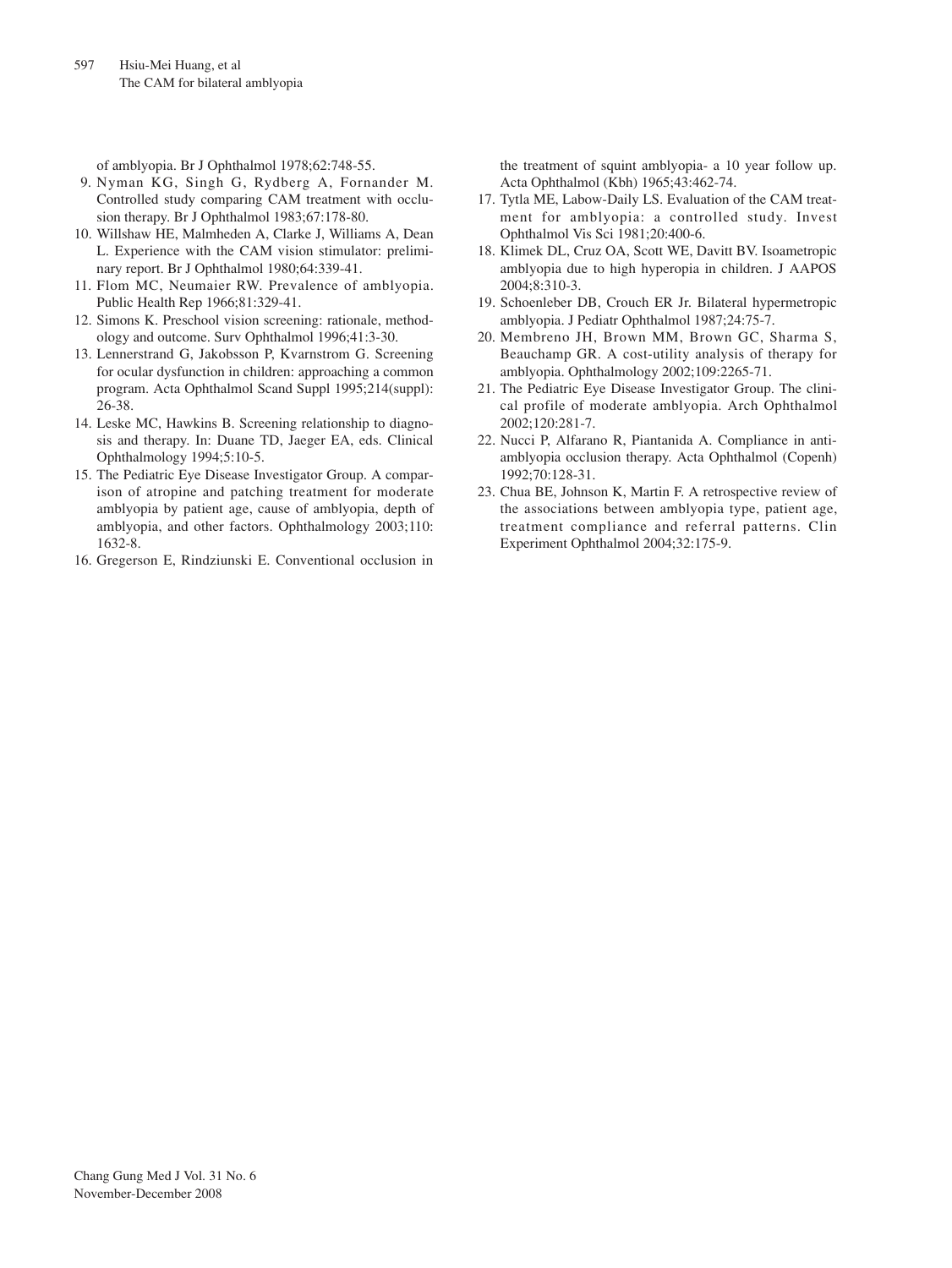of amblyopia. Br J Ophthalmol 1978;62:748-55.

9. Nyman KG, Singh G, Rydberg A, Fornander M. Controlled study comparing CAM treatment with occlusion therapy. Br J Ophthalmol 1983;67:178-80.
10. Willshaw HE, Malmheden A, Clarke J, Williams A, Dean L. Experience with the CAM vision stimulator: preliminary report. Br J Ophthalmol 1980;64:339-41.
11. Flom MC, Neumaier RW. Prevalence of amblyopia. Public Health Rep 1966;81:329-41.
12. Simons K. Preschool vision screening: rationale, methodology and outcome. Surv Ophthalmol 1996;41:3-30.
13. Lennerstrand G, Jakobsson P, Kvarnstrom G. Screening for ocular dysfunction in children: approaching a common program. Acta Ophthalmol Scand Suppl 1995;214(suppl): 26-38.
14. Leske MC, Hawkins B. Screening relationship to diagnosis and therapy. In: Duane TD, Jaeger EA, eds. Clinical Ophthalmology 1994;5:10-5.
15. The Pediatric Eye Disease Investigator Group. A comparison of atropine and patching treatment for moderate amblyopia by patient age, cause of amblyopia, depth of amblyopia, and other factors. Ophthalmology 2003;110: 1632-8.
16. Gregerson E, Rindziunski E. Conventional occlusion in the treatment of squint amblyopia- a 10 year follow up. Acta Ophthalmol (Kbh) 1965;43:462-74.
17. Tytla ME, Labow-Daily LS. Evaluation of the CAM treatment for amblyopia: a controlled study. Invest Ophthalmol Vis Sci 1981;20:400-6.
18. Klimek DL, Cruz OA, Scott WE, Davitt BV. Isoametropic amblyopia due to high hyperopia in children. J AAPOS 2004;8:310-3.
19. Schoenleber DB, Crouch ER Jr. Bilateral hypermetropic amblyopia. J Pediatr Ophthalmol 1987;24:75-7.
20. Membreno JH, Brown MM, Brown GC, Sharma S, Beauchamp GR. A cost-utility analysis of therapy for amblyopia. Ophthalmology 2002;109:2265-71.
21. The Pediatric Eye Disease Investigator Group. The clinical profile of moderate amblyopia. Arch Ophthalmol 2002;120:281-7.
22. Nucci P, Alfarano R, Piantanida A. Compliance in antiamblyopia occlusion therapy. Acta Ophthalmol (Copenh) 1992;70:128-31.
23. Chua BE, Johnson K, Martin F. A retrospective review of the associations between amblyopia type, patient age, treatment compliance and referral patterns. Clin Experiment Ophthalmol 2004;32:175-9.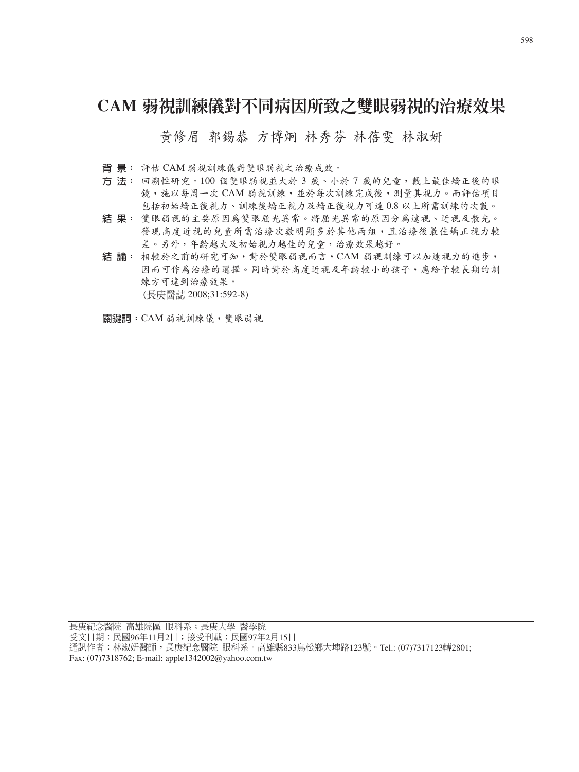# CAM 弱視訓練儀對不同病因所致之雙眼弱視的治療效果

黃修眉 郭錫恭 方博炯 林秀芬 林蓓雯 林淑妍

**背 景：** 評估 CAM 弱視訓練儀對雙眼弱視之治療成效。

**方 法：** 回溯性研究。100 個雙眼弱視並大於 3 歲、小於 7 歲的兒童，戴上最佳矯正後的眼鏡，施以每周一次 CAM 弱視訓練，並於每次訓練完成後，測量其視力。而評估項目包括初始矯正後視力、訓練後矯正視力及矯正後視力可達 0.8 以上所需訓練的次數。

**結 果：** 雙眼弱視的主要原因爲雙眼屈光異常。將屈光異常的原因分爲遠視、近視及散光。發現高度近視的兒童所需治療次數明顯多於其他兩組，且治療後最佳矯正視力較差。另外，年齡越大及初始視力越佳的兒童，治療效果越好。

**結 論：** 相較於之前的研究可知，對於雙眼弱視而言，CAM 弱視訓練可以加速視力的進步，因而可作爲治療的選擇。同時對於高度近視及年齡較小的孩子，應給予較長期的訓練方可達到治療效果。

(長庚醫誌 2008;31:592-8)

**關鍵詞**：CAM 弱視訓練儀，雙眼弱視

長庚紀念醫院 高雄院區 眼科系；長庚大學 醫學院
受文日期：民國96年11月2日；接受刊載：民國97年2月15日
通訊作者：林淑妍醫師，長庚紀念醫院 眼科系。高雄縣833鳥松鄉大埤路123號。Tel.: (07)7317123轉2801; Fax: (07)7318762; E-mail: apple1342002@yahoo.com.tw